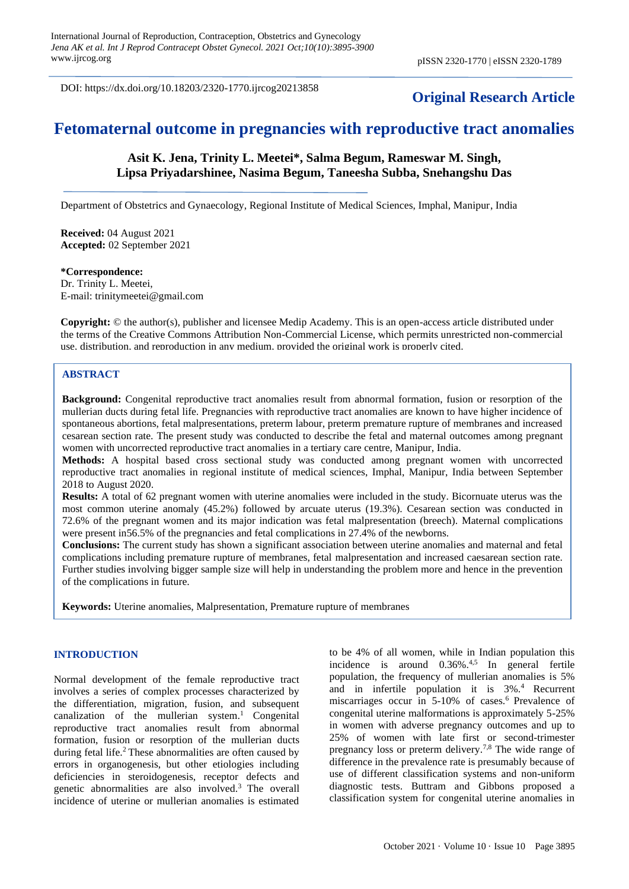DOI: https://dx.doi.org/10.18203/2320-1770.ijrcog20213858

**Original Research Article**

# Fetomaternal outcome in pregnancies with reproductive tract anomalies

**Asit K. Jena, Trinity L. Meetei\*, Salma Begum, Rameswar M. Singh, Lipsa Priyadarshinee, Nasima Begum, Taneesha Subba, Snehangshu Das**

Department of Obstetrics and Gynaecology, Regional Institute of Medical Sciences, Imphal, Manipur, India

**Received:** 04 August 2021
**Accepted:** 02 September 2021

**\*Correspondence:**
Dr. Trinity L. Meetei,
E-mail: trinitymeetei@gmail.com

**Copyright:** © the author(s), publisher and licensee Medip Academy. This is an open-access article distributed under the terms of the Creative Commons Attribution Non-Commercial License, which permits unrestricted non-commercial use, distribution, and reproduction in any medium, provided the original work is properly cited.

## ABSTRACT

**Background:** Congenital reproductive tract anomalies result from abnormal formation, fusion or resorption of the mullerian ducts during fetal life. Pregnancies with reproductive tract anomalies are known to have higher incidence of spontaneous abortions, fetal malpresentations, preterm labour, preterm premature rupture of membranes and increased cesarean section rate. The present study was conducted to describe the fetal and maternal outcomes among pregnant women with uncorrected reproductive tract anomalies in a tertiary care centre, Manipur, India.

**Methods:** A hospital based cross sectional study was conducted among pregnant women with uncorrected reproductive tract anomalies in regional institute of medical sciences, Imphal, Manipur, India between September 2018 to August 2020.

**Results:** A total of 62 pregnant women with uterine anomalies were included in the study. Bicornuate uterus was the most common uterine anomaly (45.2%) followed by arcuate uterus (19.3%). Cesarean section was conducted in 72.6% of the pregnant women and its major indication was fetal malpresentation (breech). Maternal complications were present in56.5% of the pregnancies and fetal complications in 27.4% of the newborns.

**Conclusions:** The current study has shown a significant association between uterine anomalies and maternal and fetal complications including premature rupture of membranes, fetal malpresentation and increased caesarean section rate. Further studies involving bigger sample size will help in understanding the problem more and hence in the prevention of the complications in future.

**Keywords:** Uterine anomalies, Malpresentation, Premature rupture of membranes

## INTRODUCTION

Normal development of the female reproductive tract involves a series of complex processes characterized by the differentiation, migration, fusion, and subsequent canalization of the mullerian system.[1] Congenital reproductive tract anomalies result from abnormal formation, fusion or resorption of the mullerian ducts during fetal life.[2] These abnormalities are often caused by errors in organogenesis, but other etiologies including deficiencies in steroidogenesis, receptor defects and genetic abnormalities are also involved.[3] The overall incidence of uterine or mullerian anomalies is estimated to be 4% of all women, while in Indian population this incidence is around 0.36%.[4,5] In general fertile population, the frequency of mullerian anomalies is 5% and in infertile population it is 3%.[4] Recurrent miscarriages occur in 5-10% of cases.[6] Prevalence of congenital uterine malformations is approximately 5-25% in women with adverse pregnancy outcomes and up to 25% of women with late first or second-trimester pregnancy loss or preterm delivery.[7,8] The wide range of difference in the prevalence rate is presumably because of use of different classification systems and non-uniform diagnostic tests. Buttram and Gibbons proposed a classification system for congenital uterine anomalies in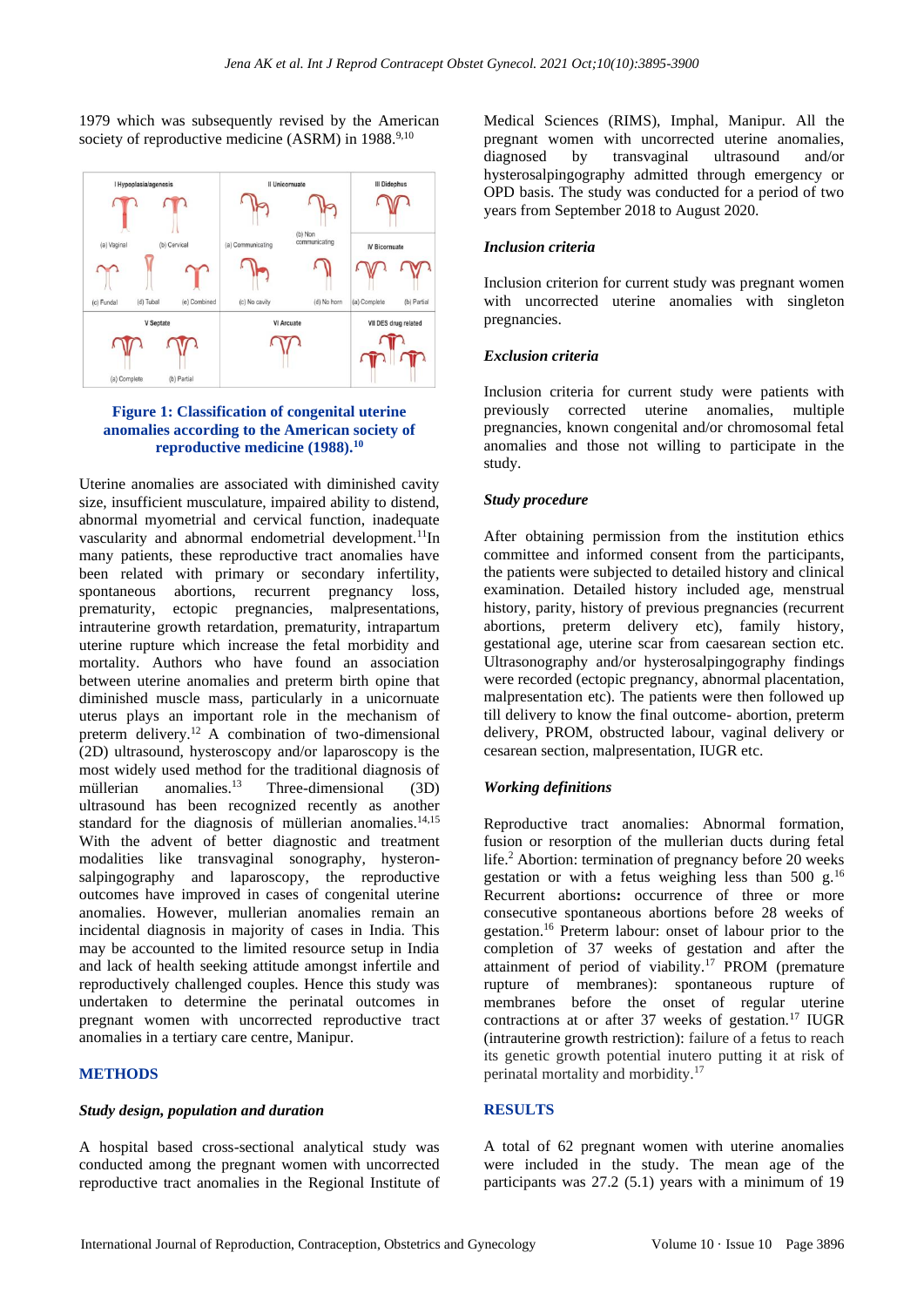1979 which was subsequently revised by the American society of reproductive medicine (ASRM) in 1988.[9,10]

**Figure 1: Classification of congenital uterine anomalies according to the American society of reproductive medicine (1988).[10]**

Uterine anomalies are associated with diminished cavity size, insufficient musculature, impaired ability to distend, abnormal myometrial and cervical function, inadequate vascularity and abnormal endometrial development.[11] In many patients, these reproductive tract anomalies have been related with primary or secondary infertility, spontaneous abortions, recurrent pregnancy loss, prematurity, ectopic pregnancies, malpresentations, intrauterine growth retardation, prematurity, intrapartum uterine rupture which increase the fetal morbidity and mortality. Authors who have found an association between uterine anomalies and preterm birth opine that diminished muscle mass, particularly in a unicornuate uterus plays an important role in the mechanism of preterm delivery.[12] A combination of two-dimensional (2D) ultrasound, hysteroscopy and/or laparoscopy is the most widely used method for the traditional diagnosis of müllerian anomalies.[13] Three-dimensional (3D) ultrasound has been recognized recently as another standard for the diagnosis of müllerian anomalies.[14,15] With the advent of better diagnostic and treatment modalities like transvaginal sonography, hysteron-salpingography and laparoscopy, the reproductive outcomes have improved in cases of congenital uterine anomalies. However, mullerian anomalies remain an incidental diagnosis in majority of cases in India. This may be accounted to the limited resource setup in India and lack of health seeking attitude amongst infertile and reproductively challenged couples. Hence this study was undertaken to determine the perinatal outcomes in pregnant women with uncorrected reproductive tract anomalies in a tertiary care centre, Manipur.

## METHODS

### *Study design, population and duration*

A hospital based cross-sectional analytical study was conducted among the pregnant women with uncorrected reproductive tract anomalies in the Regional Institute of Medical Sciences (RIMS), Imphal, Manipur. All the pregnant women with uncorrected uterine anomalies, diagnosed by transvaginal ultrasound and/or hysterosalpingography admitted through emergency or OPD basis. The study was conducted for a period of two years from September 2018 to August 2020.

### *Inclusion criteria*

Inclusion criterion for current study was pregnant women with uncorrected uterine anomalies with singleton pregnancies.

### *Exclusion criteria*

Inclusion criteria for current study were patients with previously corrected uterine anomalies, multiple pregnancies, known congenital and/or chromosomal fetal anomalies and those not willing to participate in the study.

### *Study procedure*

After obtaining permission from the institution ethics committee and informed consent from the participants, the patients were subjected to detailed history and clinical examination. Detailed history included age, menstrual history, parity, history of previous pregnancies (recurrent abortions, preterm delivery etc), family history, gestational age, uterine scar from caesarean section etc. Ultrasonography and/or hysterosalpingography findings were recorded (ectopic pregnancy, abnormal placentation, malpresentation etc). The patients were then followed up till delivery to know the final outcome- abortion, preterm delivery, PROM, obstructed labour, vaginal delivery or cesarean section, malpresentation, IUGR etc.

### *Working definitions*

Reproductive tract anomalies: Abnormal formation, fusion or resorption of the mullerian ducts during fetal life.[2] Abortion: termination of pregnancy before 20 weeks gestation or with a fetus weighing less than 500 g.[16] Recurrent abortions**:** occurrence of three or more consecutive spontaneous abortions before 28 weeks of gestation.[16] Preterm labour: onset of labour prior to the completion of 37 weeks of gestation and after the attainment of period of viability.[17] PROM (premature rupture of membranes): spontaneous rupture of membranes before the onset of regular uterine contractions at or after 37 weeks of gestation.[17] IUGR (intrauterine growth restriction): failure of a fetus to reach its genetic growth potential inutero putting it at risk of perinatal mortality and morbidity.[17]

## RESULTS

A total of 62 pregnant women with uterine anomalies were included in the study. The mean age of the participants was 27.2 (5.1) years with a minimum of 19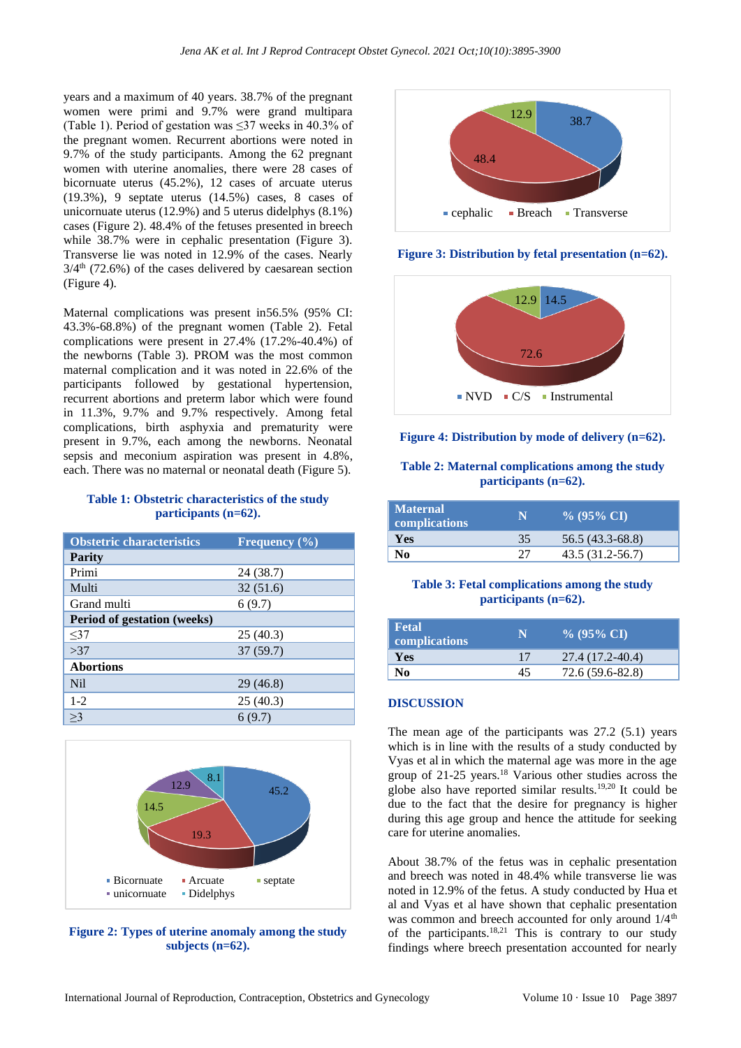years and a maximum of 40 years. 38.7% of the pregnant women were primi and 9.7% were grand multipara (Table 1). Period of gestation was ≤37 weeks in 40.3% of the pregnant women. Recurrent abortions were noted in 9.7% of the study participants. Among the 62 pregnant women with uterine anomalies, there were 28 cases of bicornuate uterus (45.2%), 12 cases of arcuate uterus (19.3%), 9 septate uterus (14.5%) cases, 8 cases of unicornuate uterus (12.9%) and 5 uterus didelphys (8.1%) cases (Figure 2). 48.4% of the fetuses presented in breech while 38.7% were in cephalic presentation (Figure 3). Transverse lie was noted in 12.9% of the cases. Nearly 3/4th (72.6%) of the cases delivered by caesarean section (Figure 4).

Maternal complications was present in56.5% (95% CI: 43.3%-68.8%) of the pregnant women (Table 2). Fetal complications were present in 27.4% (17.2%-40.4%) of the newborns (Table 3). PROM was the most common maternal complication and it was noted in 22.6% of the participants followed by gestational hypertension, recurrent abortions and preterm labor which were found in 11.3%, 9.7% and 9.7% respectively. Among fetal complications, birth asphyxia and prematurity were present in 9.7%, each among the newborns. Neonatal sepsis and meconium aspiration was present in 4.8%, each. There was no maternal or neonatal death (Figure 5).

**Table 1: Obstetric characteristics of the study participants (n=62).**

| Obstetric characteristics | Frequency (%) |
|---|---|
| **Parity** | |
| Primi | 24 (38.7) |
| Multi | 32 (51.6) |
| Grand multi | 6 (9.7) |
| **Period of gestation (weeks)** | |
| ≤37 | 25 (40.3) |
| >37 | 37 (59.7) |
| **Abortions** | |
| Nil | 29 (46.8) |
| 1-2 | 25 (40.3) |
| ≥3 | 6 (9.7) |

**Figure 2: Types of uterine anomaly among the study subjects (n=62).**

**Figure 3: Distribution by fetal presentation (n=62).**

**Figure 4: Distribution by mode of delivery (n=62).**

**Table 2: Maternal complications among the study participants (n=62).**

| Maternal complications | N | % (95% CI) |
|---|---|---|
| **Yes** | 35 | 56.5 (43.3-68.8) |
| **No** | 27 | 43.5 (31.2-56.7) |

**Table 3: Fetal complications among the study participants (n=62).**

| Fetal complications | N | % (95% CI) |
|---|---|---|
| **Yes** | 17 | 27.4 (17.2-40.4) |
| **No** | 45 | 72.6 (59.6-82.8) |

## DISCUSSION

The mean age of the participants was 27.2 (5.1) years which is in line with the results of a study conducted by Vyas et al in which the maternal age was more in the age group of 21-25 years.[18] Various other studies across the globe also have reported similar results.[19,20] It could be due to the fact that the desire for pregnancy is higher during this age group and hence the attitude for seeking care for uterine anomalies.

About 38.7% of the fetus was in cephalic presentation and breech was noted in 48.4% while transverse lie was noted in 12.9% of the fetus. A study conducted by Hua et al and Vyas et al have shown that cephalic presentation was common and breech accounted for only around 1/4th of the participants.[18,21] This is contrary to our study findings where breech presentation accounted for nearly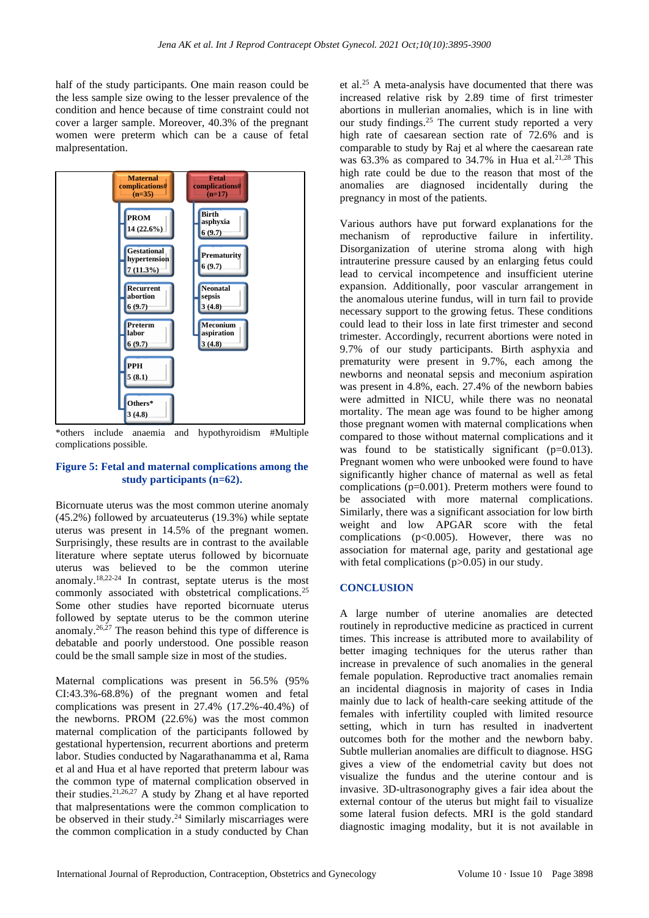half of the study participants. One main reason could be the less sample size owing to the lesser prevalence of the condition and hence because of time constraint could not cover a larger sample. Moreover, 40.3% of the pregnant women were preterm which can be a cause of fetal malpresentation.

| Maternal complications# (n=35) | Fetal complications# (n=17) |
|---|---|
| PROM 14 (22.6%) | Birth asphyxia 6 (9.7) |
| Gestational hypertension 7 (11.3%) | Prematurity 6 (9.7) |
| Recurrent abortion 6 (9.7) | Neonatal sepsis 3 (4.8) |
| Preterm labor 6 (9.7) | Meconium aspiration 3 (4.8) |
| PPH 5 (8.1) | |
| Others* 3 (4.8) | |

*others include anaemia and hypothyroidism #Multiple complications possible.

**Figure 5: Fetal and maternal complications among the study participants (n=62).**

Bicornuate uterus was the most common uterine anomaly (45.2%) followed by arcuateuterus (19.3%) while septate uterus was present in 14.5% of the pregnant women. Surprisingly, these results are in contrast to the available literature where septate uterus followed by bicornuate uterus was believed to be the common uterine anomaly.[18,22-24] In contrast, septate uterus is the most commonly associated with obstetrical complications.[25] Some other studies have reported bicornuate uterus followed by septate uterus to be the common uterine anomaly.[26,27] The reason behind this type of difference is debatable and poorly understood. One possible reason could be the small sample size in most of the studies.

Maternal complications was present in 56.5% (95% CI:43.3%-68.8%) of the pregnant women and fetal complications was present in 27.4% (17.2%-40.4%) of the newborns. PROM (22.6%) was the most common maternal complication of the participants followed by gestational hypertension, recurrent abortions and preterm labor. Studies conducted by Nagarathanamma et al, Rama et al and Hua et al have reported that preterm labour was the common type of maternal complication observed in their studies.[21,26,27] A study by Zhang et al have reported that malpresentations were the common complication to be observed in their study.[24] Similarly miscarriages were the common complication in a study conducted by Chan et al.[25] A meta-analysis have documented that there was increased relative risk by 2.89 time of first trimester abortions in mullerian anomalies, which is in line with our study findings.[25] The current study reported a very high rate of caesarean section rate of 72.6% and is comparable to study by Raj et al where the caesarean rate was 63.3% as compared to 34.7% in Hua et al.[21,28] This high rate could be due to the reason that most of the anomalies are diagnosed incidentally during the pregnancy in most of the patients.

Various authors have put forward explanations for the mechanism of reproductive failure in infertility. Disorganization of uterine stroma along with high intrauterine pressure caused by an enlarging fetus could lead to cervical incompetence and insufficient uterine expansion. Additionally, poor vascular arrangement in the anomalous uterine fundus, will in turn fail to provide necessary support to the growing fetus. These conditions could lead to their loss in late first trimester and second trimester. Accordingly, recurrent abortions were noted in 9.7% of our study participants. Birth asphyxia and prematurity were present in 9.7%, each among the newborns and neonatal sepsis and meconium aspiration was present in 4.8%, each. 27.4% of the newborn babies were admitted in NICU, while there was no neonatal mortality. The mean age was found to be higher among those pregnant women with maternal complications when compared to those without maternal complications and it was found to be statistically significant (p=0.013). Pregnant women who were unbooked were found to have significantly higher chance of maternal as well as fetal complications (p=0.001). Preterm mothers were found to be associated with more maternal complications. Similarly, there was a significant association for low birth weight and low APGAR score with the fetal complications (p<0.005). However, there was no association for maternal age, parity and gestational age with fetal complications (p>0.05) in our study.

## CONCLUSION

A large number of uterine anomalies are detected routinely in reproductive medicine as practiced in current times. This increase is attributed more to availability of better imaging techniques for the uterus rather than increase in prevalence of such anomalies in the general female population. Reproductive tract anomalies remain an incidental diagnosis in majority of cases in India mainly due to lack of health-care seeking attitude of the females with infertility coupled with limited resource setting, which in turn has resulted in inadvertent outcomes both for the mother and the newborn baby. Subtle mullerian anomalies are difficult to diagnose. HSG gives a view of the endometrial cavity but does not visualize the fundus and the uterine contour and is invasive. 3D-ultrasonography gives a fair idea about the external contour of the uterus but might fail to visualize some lateral fusion defects. MRI is the gold standard diagnostic imaging modality, but it is not available in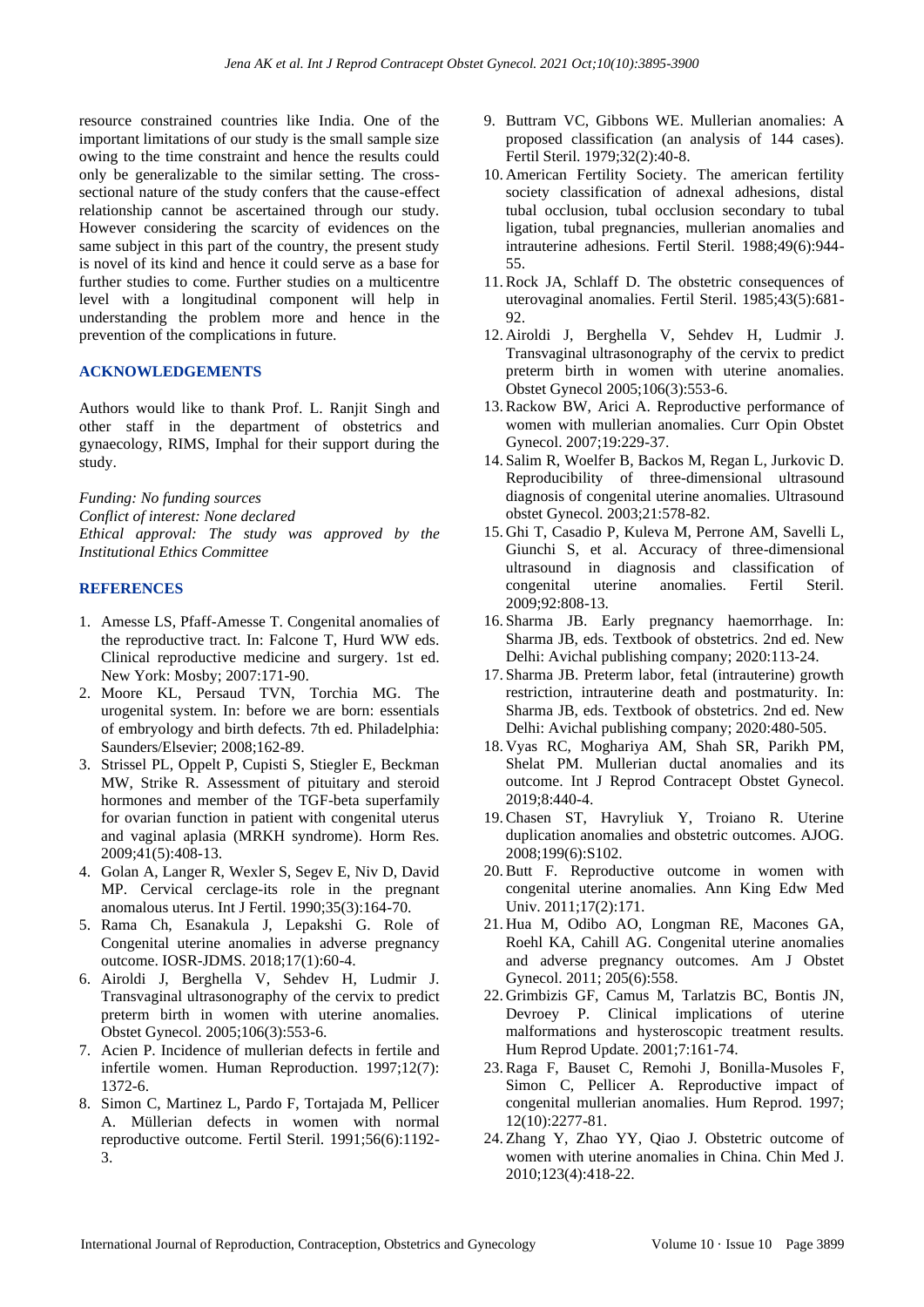resource constrained countries like India. One of the important limitations of our study is the small sample size owing to the time constraint and hence the results could only be generalizable to the similar setting. The cross-sectional nature of the study confers that the cause-effect relationship cannot be ascertained through our study. However considering the scarcity of evidences on the same subject in this part of the country, the present study is novel of its kind and hence it could serve as a base for further studies to come. Further studies on a multicentre level with a longitudinal component will help in understanding the problem more and hence in the prevention of the complications in future.

## ACKNOWLEDGEMENTS

Authors would like to thank Prof. L. Ranjit Singh and other staff in the department of obstetrics and gynaecology, RIMS, Imphal for their support during the study.

*Funding: No funding sources*
*Conflict of interest: None declared*
*Ethical approval: The study was approved by the Institutional Ethics Committee*

## REFERENCES

1. Amesse LS, Pfaff-Amesse T. Congenital anomalies of the reproductive tract. In: Falcone T, Hurd WW eds. Clinical reproductive medicine and surgery. 1st ed. New York: Mosby; 2007:171-90.
2. Moore KL, Persaud TVN, Torchia MG. The urogenital system. In: before we are born: essentials of embryology and birth defects. 7th ed. Philadelphia: Saunders/Elsevier; 2008;162-89.
3. Strissel PL, Oppelt P, Cupisti S, Stiegler E, Beckman MW, Strike R. Assessment of pituitary and steroid hormones and member of the TGF-beta superfamily for ovarian function in patient with congenital uterus and vaginal aplasia (MRKH syndrome). Horm Res. 2009;41(5):408-13.
4. Golan A, Langer R, Wexler S, Segev E, Niv D, David MP. Cervical cerclage-its role in the pregnant anomalous uterus. Int J Fertil. 1990;35(3):164-70.
5. Rama Ch, Esanakula J, Lepakshi G. Role of Congenital uterine anomalies in adverse pregnancy outcome. IOSR-JDMS. 2018;17(1):60-4.
6. Airoldi J, Berghella V, Sehdev H, Ludmir J. Transvaginal ultrasonography of the cervix to predict preterm birth in women with uterine anomalies. Obstet Gynecol. 2005;106(3):553-6.
7. Acien P. Incidence of mullerian defects in fertile and infertile women. Human Reproduction. 1997;12(7): 1372-6.
8. Simon C, Martinez L, Pardo F, Tortajada M, Pellicer A. Müllerian defects in women with normal reproductive outcome. Fertil Steril. 1991;56(6):1192-3.
9. Buttram VC, Gibbons WE. Mullerian anomalies: A proposed classification (an analysis of 144 cases). Fertil Steril. 1979;32(2):40-8.
10. American Fertility Society. The american fertility society classification of adnexal adhesions, distal tubal occlusion, tubal occlusion secondary to tubal ligation, tubal pregnancies, mullerian anomalies and intrauterine adhesions. Fertil Steril. 1988;49(6):944-55.
11. Rock JA, Schlaff D. The obstetric consequences of uterovaginal anomalies. Fertil Steril. 1985;43(5):681-92.
12. Airoldi J, Berghella V, Sehdev H, Ludmir J. Transvaginal ultrasonography of the cervix to predict preterm birth in women with uterine anomalies. Obstet Gynecol 2005;106(3):553-6.
13. Rackow BW, Arici A. Reproductive performance of women with mullerian anomalies. Curr Opin Obstet Gynecol. 2007;19:229-37.
14. Salim R, Woelfer B, Backos M, Regan L, Jurkovic D. Reproducibility of three-dimensional ultrasound diagnosis of congenital uterine anomalies. Ultrasound obstet Gynecol. 2003;21:578-82.
15. Ghi T, Casadio P, Kuleva M, Perrone AM, Savelli L, Giunchi S, et al. Accuracy of three-dimensional ultrasound in diagnosis and classification of congenital uterine anomalies. Fertil Steril. 2009;92:808-13.
16. Sharma JB. Early pregnancy haemorrhage. In: Sharma JB, eds. Textbook of obstetrics. 2nd ed. New Delhi: Avichal publishing company; 2020:113-24.
17. Sharma JB. Preterm labor, fetal (intrauterine) growth restriction, intrauterine death and postmaturity. In: Sharma JB, eds. Textbook of obstetrics. 2nd ed. New Delhi: Avichal publishing company; 2020:480-505.
18. Vyas RC, Moghariya AM, Shah SR, Parikh PM, Shelat PM. Mullerian ductal anomalies and its outcome. Int J Reprod Contracept Obstet Gynecol. 2019;8:440-4.
19. Chasen ST, Havryliuk Y, Troiano R. Uterine duplication anomalies and obstetric outcomes. AJOG. 2008;199(6):S102.
20. Butt F. Reproductive outcome in women with congenital uterine anomalies. Ann King Edw Med Univ. 2011;17(2):171.
21. Hua M, Odibo AO, Longman RE, Macones GA, Roehl KA, Cahill AG. Congenital uterine anomalies and adverse pregnancy outcomes. Am J Obstet Gynecol. 2011; 205(6):558.
22. Grimbizis GF, Camus M, Tarlatzis BC, Bontis JN, Devroey P. Clinical implications of uterine malformations and hysteroscopic treatment results. Hum Reprod Update. 2001;7:161-74.
23. Raga F, Bauset C, Remohi J, Bonilla-Musoles F, Simon C, Pellicer A. Reproductive impact of congenital mullerian anomalies. Hum Reprod. 1997; 12(10):2277-81.
24. Zhang Y, Zhao YY, Qiao J. Obstetric outcome of women with uterine anomalies in China. Chin Med J. 2010;123(4):418-22.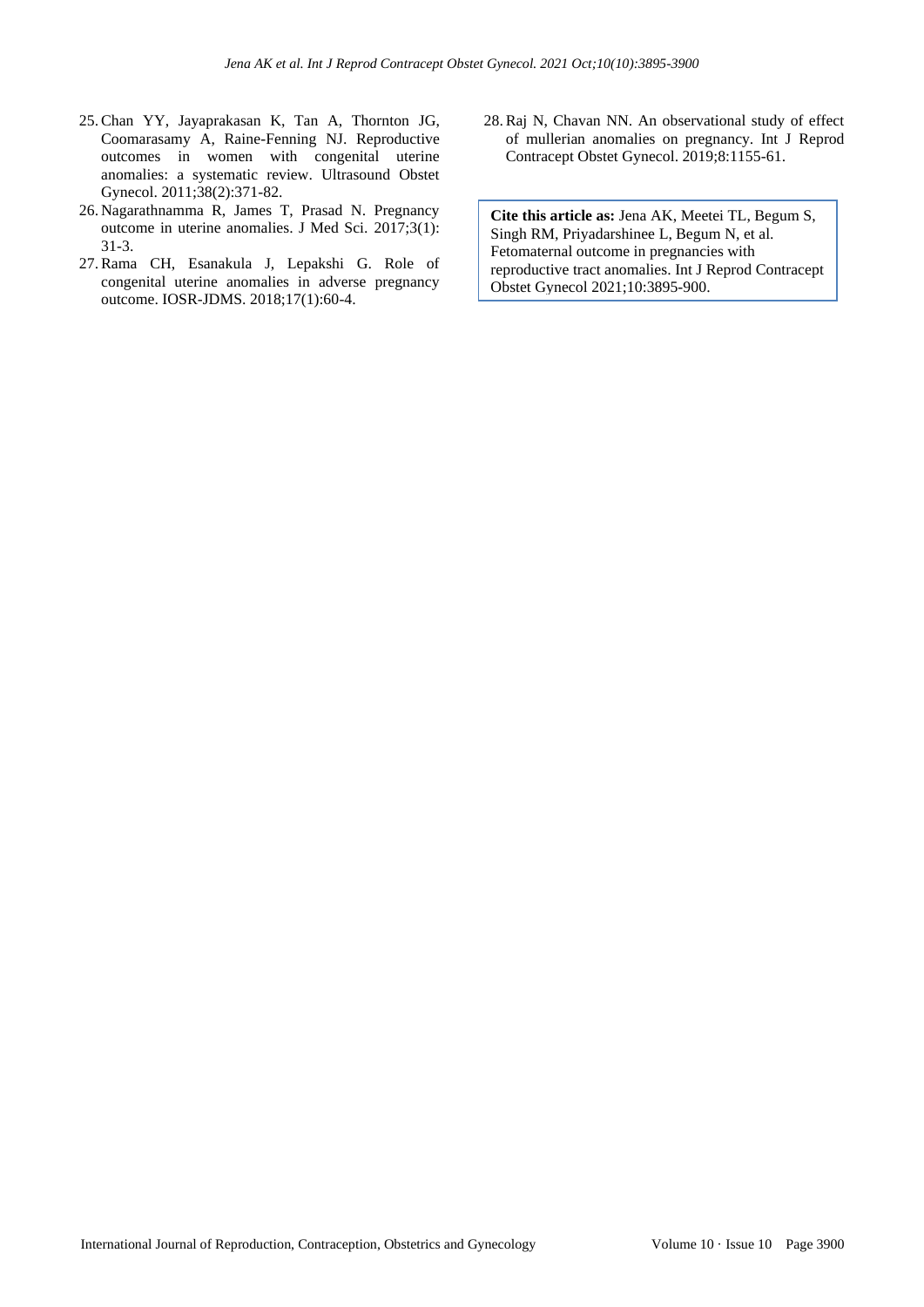25. Chan YY, Jayaprakasan K, Tan A, Thornton JG, Coomarasamy A, Raine-Fenning NJ. Reproductive outcomes in women with congenital uterine anomalies: a systematic review. Ultrasound Obstet Gynecol. 2011;38(2):371-82.
26. Nagarathnamma R, James T, Prasad N. Pregnancy outcome in uterine anomalies. J Med Sci. 2017;3(1): 31-3.
27. Rama CH, Esanakula J, Lepakshi G. Role of congenital uterine anomalies in adverse pregnancy outcome. IOSR-JDMS. 2018;17(1):60-4.
28. Raj N, Chavan NN. An observational study of effect of mullerian anomalies on pregnancy. Int J Reprod Contracept Obstet Gynecol. 2019;8:1155-61.

**Cite this article as:** Jena AK, Meetei TL, Begum S, Singh RM, Priyadarshinee L, Begum N, et al. Fetomaternal outcome in pregnancies with reproductive tract anomalies. Int J Reprod Contracept Obstet Gynecol 2021;10:3895-900.